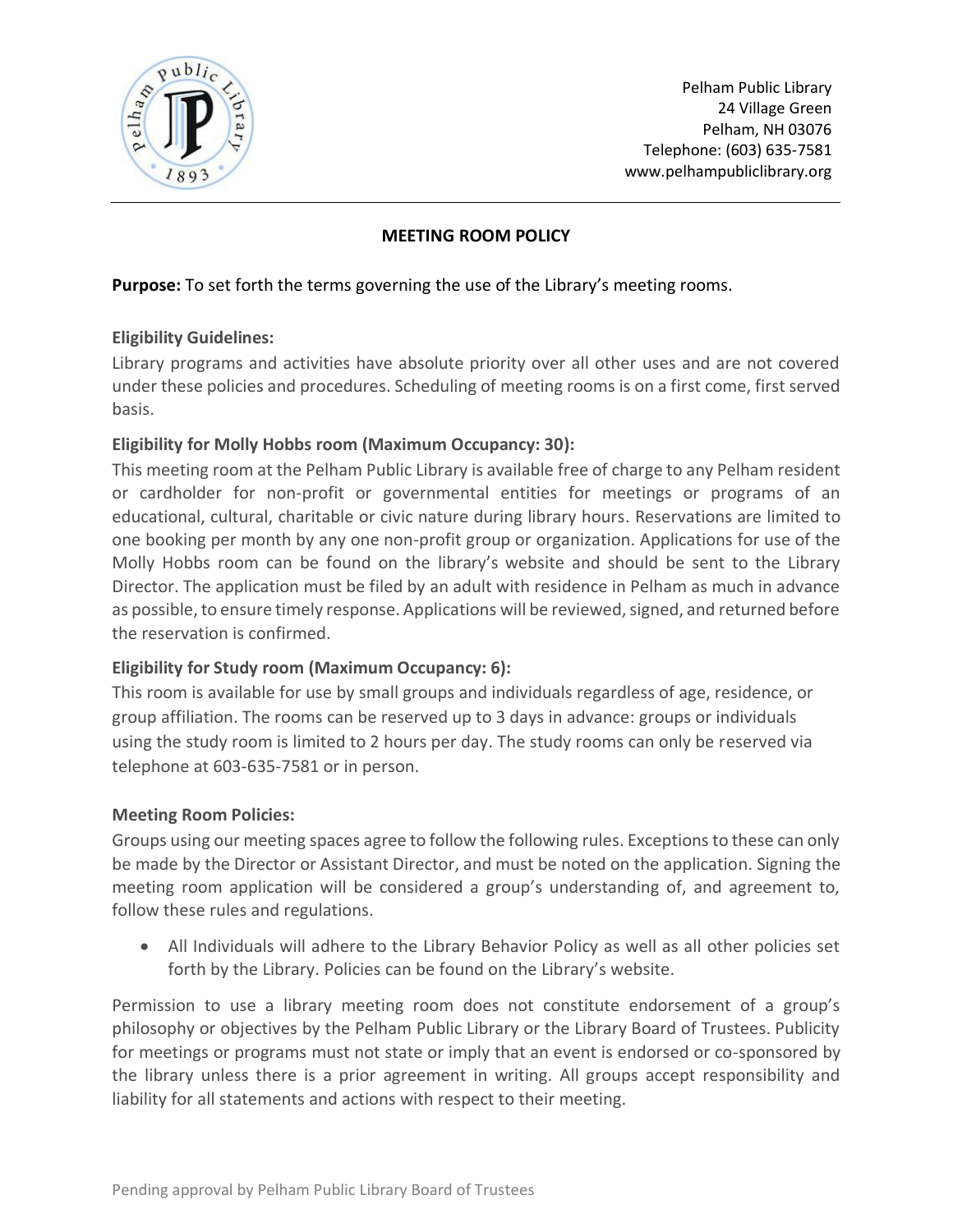Pelham Public Library
24 Village Green
Pelham, NH 03076
Telephone: (603) 635-7581
www.pelhampubliclibrary.org

# MEETING ROOM POLICY

**Purpose:** To set forth the terms governing the use of the Library's meeting rooms.

**Eligibility Guidelines:**

Library programs and activities have absolute priority over all other uses and are not covered under these policies and procedures. Scheduling of meeting rooms is on a first come, first served basis.

**Eligibility for Molly Hobbs room (Maximum Occupancy: 30):**

This meeting room at the Pelham Public Library is available free of charge to any Pelham resident or cardholder for non-profit or governmental entities for meetings or programs of an educational, cultural, charitable or civic nature during library hours. Reservations are limited to one booking per month by any one non-profit group or organization. Applications for use of the Molly Hobbs room can be found on the library's website and should be sent to the Library Director. The application must be filed by an adult with residence in Pelham as much in advance as possible, to ensure timely response. Applications will be reviewed, signed, and returned before the reservation is confirmed.

**Eligibility for Study room (Maximum Occupancy: 6):**

This room is available for use by small groups and individuals regardless of age, residence, or group affiliation. The rooms can be reserved up to 3 days in advance: groups or individuals using the study room is limited to 2 hours per day. The study rooms can only be reserved via telephone at 603-635-7581 or in person.

**Meeting Room Policies:**

Groups using our meeting spaces agree to follow the following rules. Exceptions to these can only be made by the Director or Assistant Director, and must be noted on the application. Signing the meeting room application will be considered a group's understanding of, and agreement to, follow these rules and regulations.

- All Individuals will adhere to the Library Behavior Policy as well as all other policies set forth by the Library. Policies can be found on the Library's website.

Permission to use a library meeting room does not constitute endorsement of a group's philosophy or objectives by the Pelham Public Library or the Library Board of Trustees. Publicity for meetings or programs must not state or imply that an event is endorsed or co-sponsored by the library unless there is a prior agreement in writing. All groups accept responsibility and liability for all statements and actions with respect to their meeting.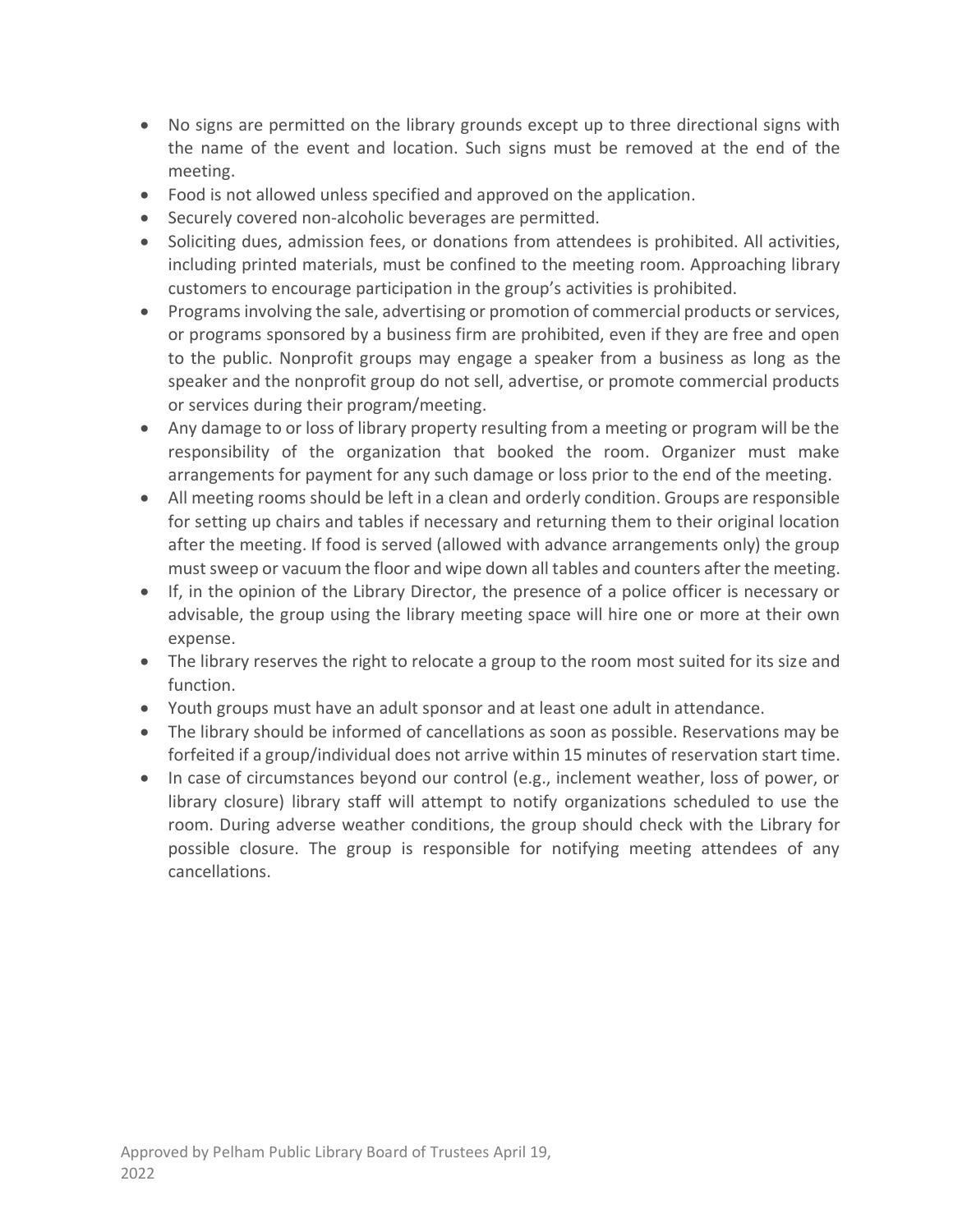- No signs are permitted on the library grounds except up to three directional signs with the name of the event and location. Such signs must be removed at the end of the meeting.
- Food is not allowed unless specified and approved on the application.
- Securely covered non-alcoholic beverages are permitted.
- Soliciting dues, admission fees, or donations from attendees is prohibited. All activities, including printed materials, must be confined to the meeting room. Approaching library customers to encourage participation in the group's activities is prohibited.
- Programs involving the sale, advertising or promotion of commercial products or services, or programs sponsored by a business firm are prohibited, even if they are free and open to the public. Nonprofit groups may engage a speaker from a business as long as the speaker and the nonprofit group do not sell, advertise, or promote commercial products or services during their program/meeting.
- Any damage to or loss of library property resulting from a meeting or program will be the responsibility of the organization that booked the room. Organizer must make arrangements for payment for any such damage or loss prior to the end of the meeting.
- All meeting rooms should be left in a clean and orderly condition. Groups are responsible for setting up chairs and tables if necessary and returning them to their original location after the meeting. If food is served (allowed with advance arrangements only) the group must sweep or vacuum the floor and wipe down all tables and counters after the meeting.
- If, in the opinion of the Library Director, the presence of a police officer is necessary or advisable, the group using the library meeting space will hire one or more at their own expense.
- The library reserves the right to relocate a group to the room most suited for its size and function.
- Youth groups must have an adult sponsor and at least one adult in attendance.
- The library should be informed of cancellations as soon as possible. Reservations may be forfeited if a group/individual does not arrive within 15 minutes of reservation start time.
- In case of circumstances beyond our control (e.g., inclement weather, loss of power, or library closure) library staff will attempt to notify organizations scheduled to use the room. During adverse weather conditions, the group should check with the Library for possible closure. The group is responsible for notifying meeting attendees of any cancellations.

Approved by Pelham Public Library Board of Trustees April 19, 2022